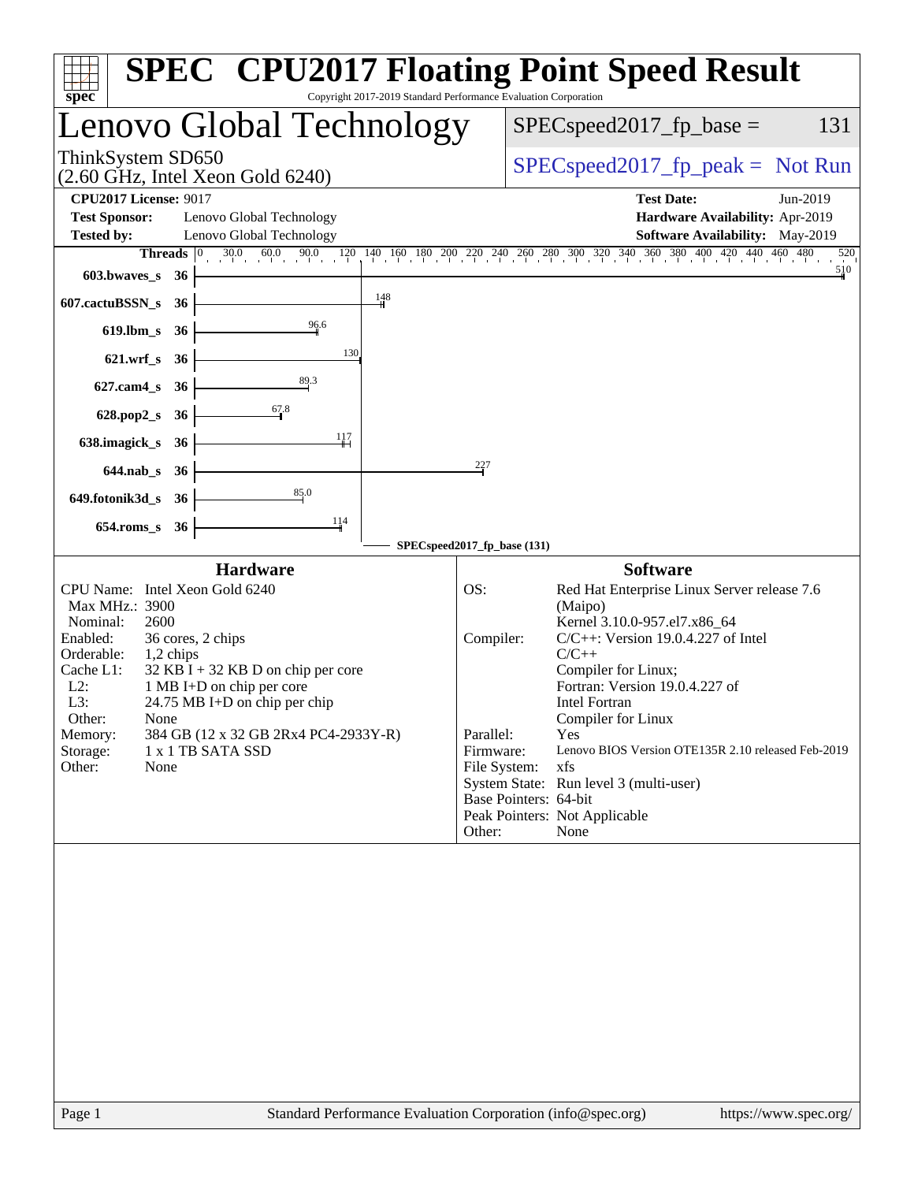# SPEC CPU2017 Floating Point Speed Result

Copyright 2017-2019 Standard Performance Evaluation Corporation

## Lenovo Global Technology

ThinkSystem SD650
(2.60 GHz, Intel Xeon Gold 6240)

SPECspeed2017_fp_base = 131

SPECspeed2017_fp_peak = Not Run

**CPU2017 License:** 9017
**Test Sponsor:** Lenovo Global Technology
**Tested by:** Lenovo Global Technology

**Test Date:** Jun-2019
**Hardware Availability:** Apr-2019
**Software Availability:** May-2019

| Benchmark | Threads | SPECspeed2017_fp_base |
|---|---|---|
| 603.bwaves_s | 36 | 510 |
| 607.cactuBSSN_s | 36 | 148 |
| 619.lbm_s | 36 | 96.6 |
| 621.wrf_s | 36 | 130 |
| 627.cam4_s | 36 | 89.3 |
| 628.pop2_s | 36 | 67.8 |
| 638.imagick_s | 36 | 117 |
| 644.nab_s | 36 | 227 |
| 649.fotonik3d_s | 36 | 85.0 |
| 654.roms_s | 36 | 114 |

SPECspeed2017_fp_base (131)

### Hardware

| | |
|---|---|
| CPU Name: | Intel Xeon Gold 6240 |
| Max MHz.: | 3900 |
| Nominal: | 2600 |
| Enabled: | 36 cores, 2 chips |
| Orderable: | 1,2 chips |
| Cache L1: | 32 KB I + 32 KB D on chip per core |
| L2: | 1 MB I+D on chip per core |
| L3: | 24.75 MB I+D on chip per chip |
| Other: | None |
| Memory: | 384 GB (12 x 32 GB 2Rx4 PC4-2933Y-R) |
| Storage: | 1 x 1 TB SATA SSD |
| Other: | None |

### Software

| | |
|---|---|
| OS: | Red Hat Enterprise Linux Server release 7.6 (Maipo) Kernel 3.10.0-957.el7.x86_64 |
| Compiler: | C/C++: Version 19.0.4.227 of Intel C/C++ Compiler for Linux; Fortran: Version 19.0.4.227 of Intel Fortran Compiler for Linux |
| Parallel: | Yes |
| Firmware: | Lenovo BIOS Version OTE135R 2.10 released Feb-2019 |
| File System: | xfs |
| System State: | Run level 3 (multi-user) |
| Base Pointers: | 64-bit |
| Peak Pointers: | Not Applicable |
| Other: | None |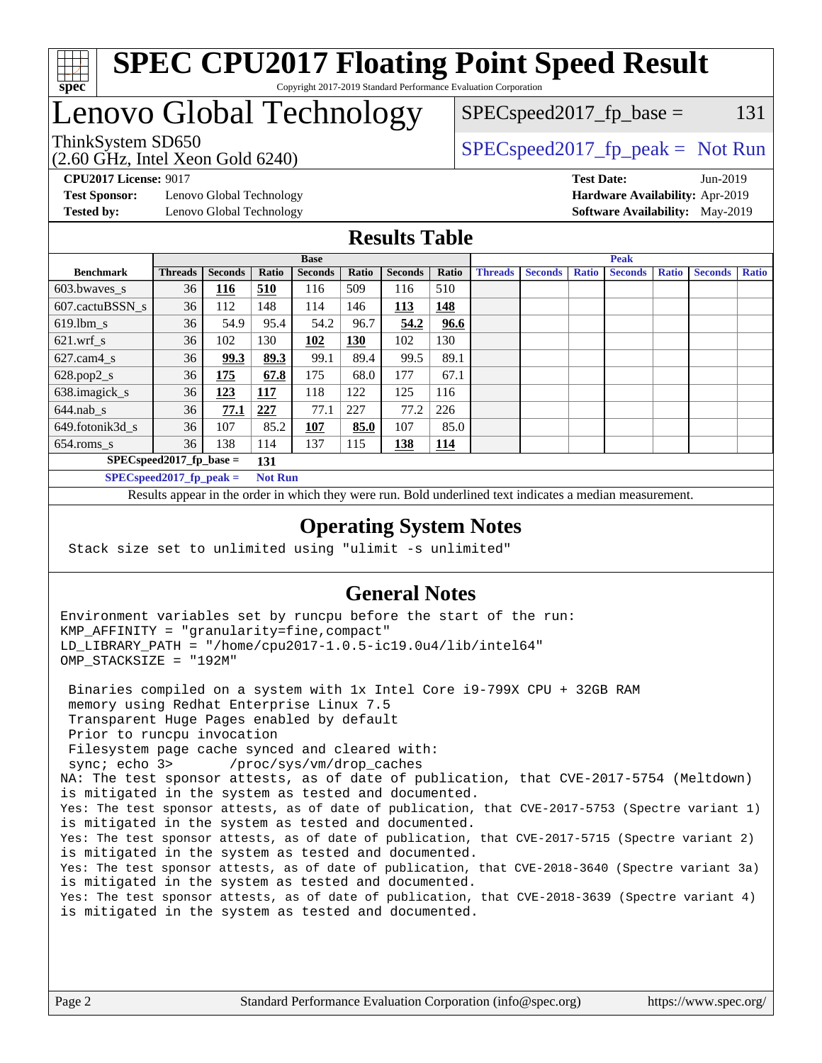# SPEC CPU2017 Floating Point Speed Result

Copyright 2017-2019 Standard Performance Evaluation Corporation

## Lenovo Global Technology

ThinkSystem SD650
(2.60 GHz, Intel Xeon Gold 6240)

SPECspeed2017_fp_base = 131

SPECspeed2017_fp_peak = Not Run

**CPU2017 License:** 9017
**Test Sponsor:** Lenovo Global Technology
**Tested by:** Lenovo Global Technology

**Test Date:** Jun-2019
**Hardware Availability:** Apr-2019
**Software Availability:** May-2019

## Results Table

| | Base | | | | | | | Peak | | | | | | |
|---|---|---|---|---|---|---|---|---|---|---|---|---|---|---|
| **Benchmark** | **Threads** | **Seconds** | **Ratio** | **Seconds** | **Ratio** | **Seconds** | **Ratio** | **Threads** | **Seconds** | **Ratio** | **Seconds** | **Ratio** | **Seconds** | **Ratio** |
| 603.bwaves_s | 36 | **116** | **510** | 116 | 509 | 116 | 510 | | | | | | | |
| 607.cactuBSSN_s | 36 | 112 | 148 | 114 | 146 | **113** | **148** | | | | | | | |
| 619.lbm_s | 36 | 54.9 | 95.4 | 54.2 | 96.7 | **54.2** | **96.6** | | | | | | | |
| 621.wrf_s | 36 | 102 | 130 | **102** | **130** | 102 | 130 | | | | | | | |
| 627.cam4_s | 36 | **99.3** | **89.3** | 99.1 | 89.4 | 99.5 | 89.1 | | | | | | | |
| 628.pop2_s | 36 | **175** | **67.8** | 175 | 68.0 | 177 | 67.1 | | | | | | | |
| 638.imagick_s | 36 | **123** | **117** | 118 | 122 | 125 | 116 | | | | | | | |
| 644.nab_s | 36 | **77.1** | **227** | 77.1 | 227 | 77.2 | 226 | | | | | | | |
| 649.fotonik3d_s | 36 | 107 | 85.2 | **107** | **85.0** | 107 | 85.0 | | | | | | | |
| 654.roms_s | 36 | 138 | 114 | 137 | 115 | **138** | **114** | | | | | | | |

**SPECspeed2017_fp_base = 131**

**SPECspeed2017_fp_peak = Not Run**

Results appear in the order in which they were run. Bold underlined text indicates a median measurement.

## Operating System Notes

```
Stack size set to unlimited using "ulimit -s unlimited"
```

## General Notes

```
Environment variables set by runcpu before the start of the run:
KMP_AFFINITY = "granularity=fine,compact"
LD_LIBRARY_PATH = "/home/cpu2017-1.0.5-ic19.0u4/lib/intel64"
OMP_STACKSIZE = "192M"

 Binaries compiled on a system with 1x Intel Core i9-799X CPU + 32GB RAM
 memory using Redhat Enterprise Linux 7.5
 Transparent Huge Pages enabled by default
 Prior to runcpu invocation
 Filesystem page cache synced and cleared with:
 sync; echo 3>       /proc/sys/vm/drop_caches
NA: The test sponsor attests, as of date of publication, that CVE-2017-5754 (Meltdown)
is mitigated in the system as tested and documented.
Yes: The test sponsor attests, as of date of publication, that CVE-2017-5753 (Spectre variant 1)
is mitigated in the system as tested and documented.
Yes: The test sponsor attests, as of date of publication, that CVE-2017-5715 (Spectre variant 2)
is mitigated in the system as tested and documented.
Yes: The test sponsor attests, as of date of publication, that CVE-2018-3640 (Spectre variant 3a)
is mitigated in the system as tested and documented.
Yes: The test sponsor attests, as of date of publication, that CVE-2018-3639 (Spectre variant 4)
is mitigated in the system as tested and documented.
```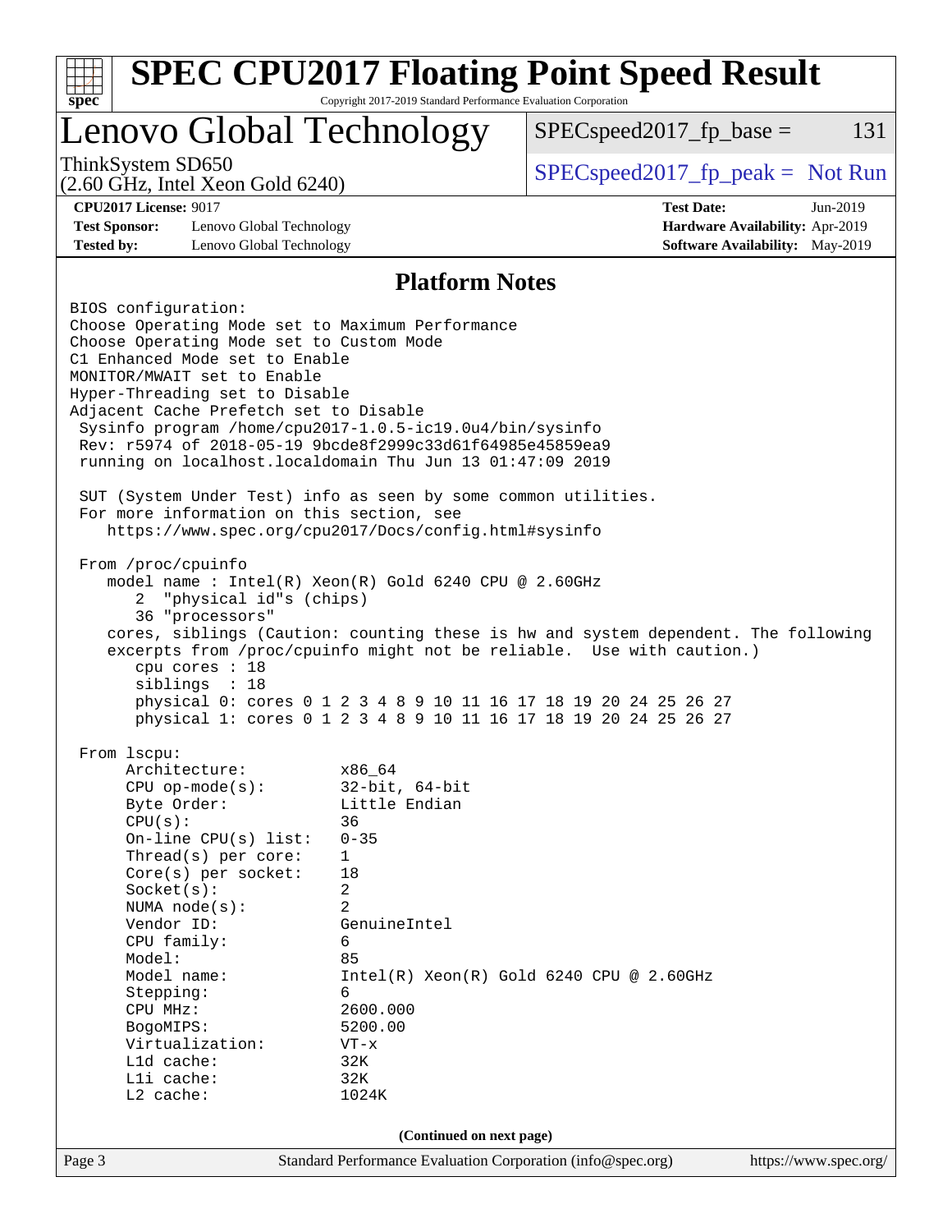# SPEC CPU2017 Floating Point Speed Result

Copyright 2017-2019 Standard Performance Evaluation Corporation

## Lenovo Global Technology

ThinkSystem SD650
(2.60 GHz, Intel Xeon Gold 6240)

SPECspeed2017_fp_base = 131

SPECspeed2017_fp_peak = Not Run

**CPU2017 License:** 9017
**Test Sponsor:** Lenovo Global Technology
**Tested by:** Lenovo Global Technology

**Test Date:** Jun-2019
**Hardware Availability:** Apr-2019
**Software Availability:** May-2019

### Platform Notes

```
BIOS configuration:
Choose Operating Mode set to Maximum Performance
Choose Operating Mode set to Custom Mode
C1 Enhanced Mode set to Enable
MONITOR/MWAIT set to Enable
Hyper-Threading set to Disable
Adjacent Cache Prefetch set to Disable
 Sysinfo program /home/cpu2017-1.0.5-ic19.0u4/bin/sysinfo
 Rev: r5974 of 2018-05-19 9bcde8f2999c33d61f64985e45859ea9
 running on localhost.localdomain Thu Jun 13 01:47:09 2019

 SUT (System Under Test) info as seen by some common utilities.
 For more information on this section, see
    https://www.spec.org/cpu2017/Docs/config.html#sysinfo

 From /proc/cpuinfo
    model name : Intel(R) Xeon(R) Gold 6240 CPU @ 2.60GHz
       2  "physical id"s (chips)
       36 "processors"
    cores, siblings (Caution: counting these is hw and system dependent. The following
    excerpts from /proc/cpuinfo might not be reliable.  Use with caution.)
       cpu cores : 18
       siblings  : 18
       physical 0: cores 0 1 2 3 4 8 9 10 11 16 17 18 19 20 24 25 26 27
       physical 1: cores 0 1 2 3 4 8 9 10 11 16 17 18 19 20 24 25 26 27

 From lscpu:
      Architecture:          x86_64
      CPU op-mode(s):        32-bit, 64-bit
      Byte Order:            Little Endian
      CPU(s):                36
      On-line CPU(s) list:   0-35
      Thread(s) per core:    1
      Core(s) per socket:    18
      Socket(s):             2
      NUMA node(s):          2
      Vendor ID:             GenuineIntel
      CPU family:            6
      Model:                 85
      Model name:            Intel(R) Xeon(R) Gold 6240 CPU @ 2.60GHz
      Stepping:              6
      CPU MHz:               2600.000
      BogoMIPS:              5200.00
      Virtualization:        VT-x
      L1d cache:             32K
      L1i cache:             32K
      L2 cache:              1024K
```

(Continued on next page)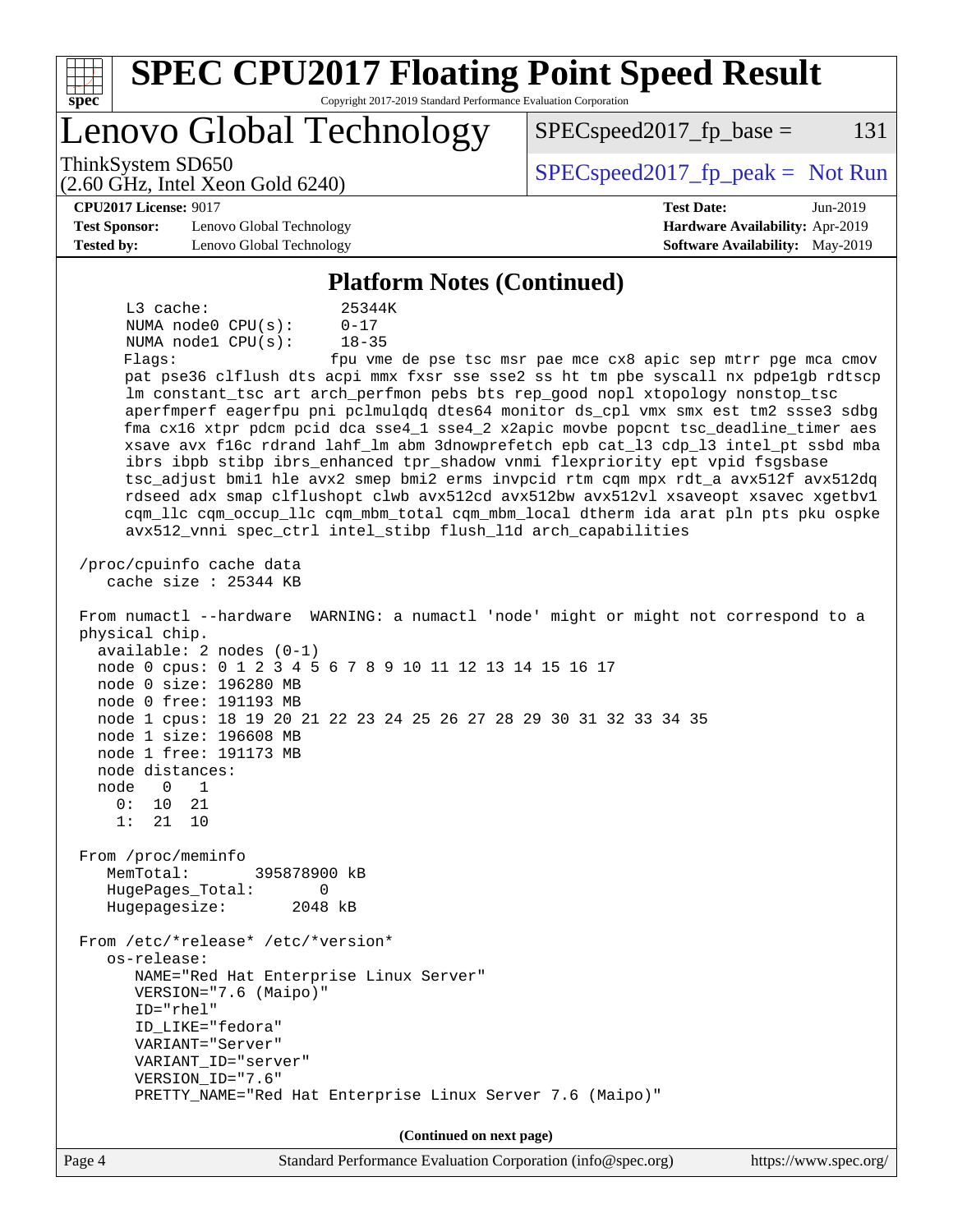**Lenovo Global Technology**

ThinkSystem SD650
(2.60 GHz, Intel Xeon Gold 6240)

SPECspeed2017_fp_base = 131

SPECspeed2017_fp_peak = Not Run

**CPU2017 License:** 9017
**Test Sponsor:** Lenovo Global Technology
**Tested by:** Lenovo Global Technology

**Test Date:** Jun-2019
**Hardware Availability:** Apr-2019
**Software Availability:** May-2019

## Platform Notes (Continued)

```
      L3 cache:              25344K
      NUMA node0 CPU(s):     0-17
      NUMA node1 CPU(s):     18-35
      Flags:                 fpu vme de pse tsc msr pae mce cx8 apic sep mtrr pge mca cmov
      pat pse36 clflush dts acpi mmx fxsr sse sse2 ss ht tm pbe syscall nx pdpe1gb rdtscp
      lm constant_tsc art arch_perfmon pebs bts rep_good nopl xtopology nonstop_tsc
      aperfmperf eagerfpu pni pclmulqdq dtes64 monitor ds_cpl vmx smx est tm2 ssse3 sdbg
      fma cx16 xtpr pdcm pcid dca sse4_1 sse4_2 x2apic movbe popcnt tsc_deadline_timer aes
      xsave avx f16c rdrand lahf_lm abm 3dnowprefetch epb cat_l3 cdp_l3 intel_pt ssbd mba
      ibrs ibpb stibp ibrs_enhanced tpr_shadow vnmi flexpriority ept vpid fsgsbase
      tsc_adjust bmi1 hle avx2 smep bmi2 erms invpcid rtm cqm mpx rdt_a avx512f avx512dq
      rdseed adx smap clflushopt clwb avx512cd avx512bw avx512vl xsaveopt xsavec xgetbv1
      cqm_llc cqm_occup_llc cqm_mbm_total cqm_mbm_local dtherm ida arat pln pts pku ospke
      avx512_vnni spec_ctrl intel_stibp flush_l1d arch_capabilities

 /proc/cpuinfo cache data
    cache size : 25344 KB

 From numactl --hardware  WARNING: a numactl 'node' might or might not correspond to a
 physical chip.
   available: 2 nodes (0-1)
   node 0 cpus: 0 1 2 3 4 5 6 7 8 9 10 11 12 13 14 15 16 17
   node 0 size: 196280 MB
   node 0 free: 191193 MB
   node 1 cpus: 18 19 20 21 22 23 24 25 26 27 28 29 30 31 32 33 34 35
   node 1 size: 196608 MB
   node 1 free: 191173 MB
   node distances:
   node   0   1
     0:  10  21
     1:  21  10

 From /proc/meminfo
    MemTotal:       395878900 kB
    HugePages_Total:       0
    Hugepagesize:       2048 kB

 From /etc/*release* /etc/*version*
    os-release:
       NAME="Red Hat Enterprise Linux Server"
       VERSION="7.6 (Maipo)"
       ID="rhel"
       ID_LIKE="fedora"
       VARIANT="Server"
       VARIANT_ID="server"
       VERSION_ID="7.6"
       PRETTY_NAME="Red Hat Enterprise Linux Server 7.6 (Maipo)"
```

(Continued on next page)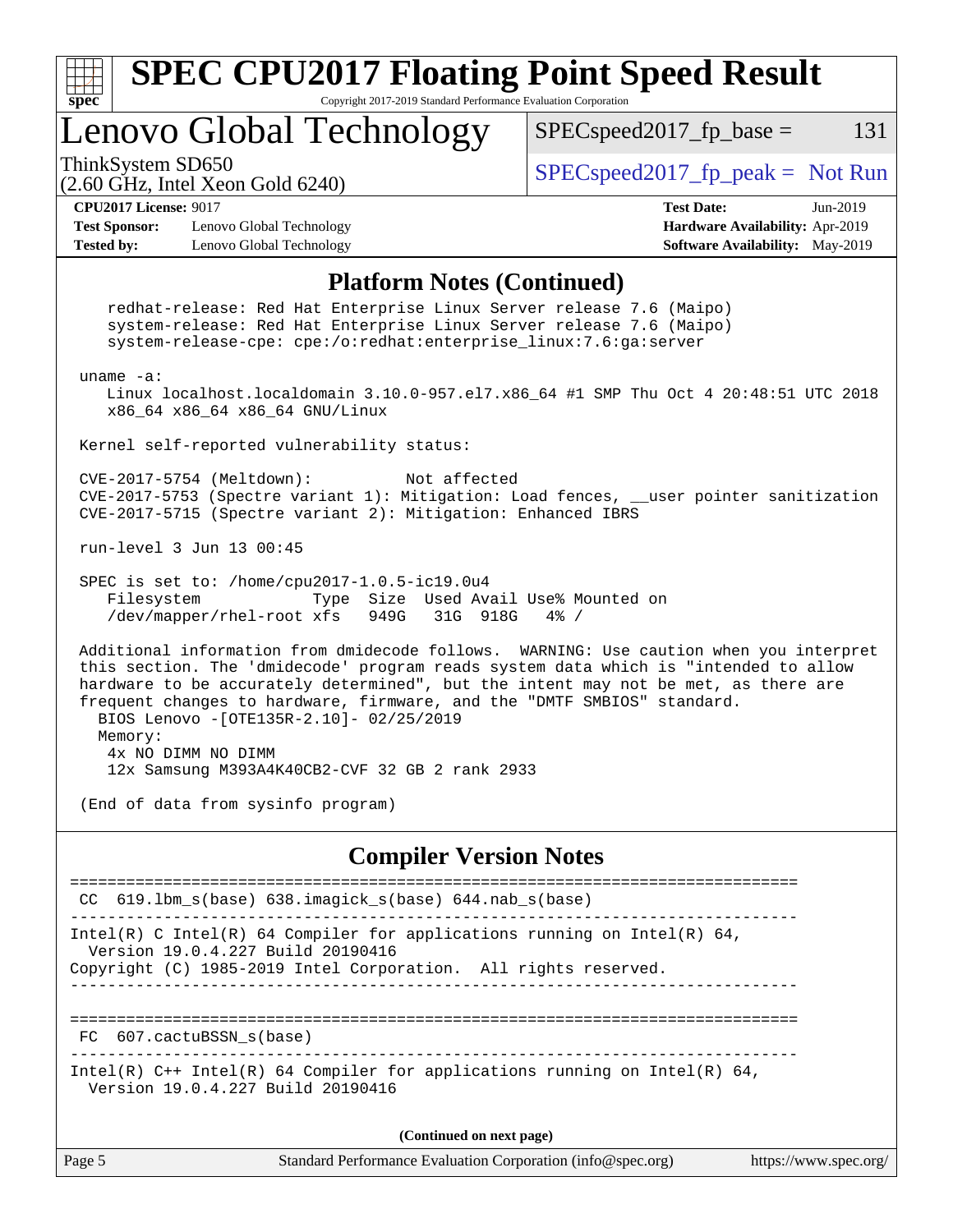# SPEC CPU2017 Floating Point Speed Result

Copyright 2017-2019 Standard Performance Evaluation Corporation

## Lenovo Global Technology

ThinkSystem SD650
(2.60 GHz, Intel Xeon Gold 6240)

SPECspeed2017_fp_base = 131

SPECspeed2017_fp_peak = Not Run

**CPU2017 License:** 9017
**Test Sponsor:** Lenovo Global Technology
**Tested by:** Lenovo Global Technology

**Test Date:** Jun-2019
**Hardware Availability:** Apr-2019
**Software Availability:** May-2019

## Platform Notes (Continued)

```
    redhat-release: Red Hat Enterprise Linux Server release 7.6 (Maipo)
    system-release: Red Hat Enterprise Linux Server release 7.6 (Maipo)
    system-release-cpe: cpe:/o:redhat:enterprise_linux:7.6:ga:server

 uname -a:
    Linux localhost.localdomain 3.10.0-957.el7.x86_64 #1 SMP Thu Oct 4 20:48:51 UTC 2018
    x86_64 x86_64 x86_64 GNU/Linux

 Kernel self-reported vulnerability status:

 CVE-2017-5754 (Meltdown):          Not affected
 CVE-2017-5753 (Spectre variant 1): Mitigation: Load fences, __user pointer sanitization
 CVE-2017-5715 (Spectre variant 2): Mitigation: Enhanced IBRS

 run-level 3 Jun 13 00:45

 SPEC is set to: /home/cpu2017-1.0.5-ic19.0u4
    Filesystem            Type  Size  Used Avail Use% Mounted on
    /dev/mapper/rhel-root xfs   949G   31G  918G   4% /

 Additional information from dmidecode follows.  WARNING: Use caution when you interpret
 this section. The 'dmidecode' program reads system data which is "intended to allow
 hardware to be accurately determined", but the intent may not be met, as there are
 frequent changes to hardware, firmware, and the "DMTF SMBIOS" standard.
   BIOS Lenovo -[OTE135R-2.10]- 02/25/2019
   Memory:
    4x NO DIMM NO DIMM
    12x Samsung M393A4K40CB2-CVF 32 GB 2 rank 2933

 (End of data from sysinfo program)
```

## Compiler Version Notes

```
==============================================================================
 CC  619.lbm_s(base) 638.imagick_s(base) 644.nab_s(base)
------------------------------------------------------------------------------
Intel(R) C Intel(R) 64 Compiler for applications running on Intel(R) 64,
  Version 19.0.4.227 Build 20190416
Copyright (C) 1985-2019 Intel Corporation.  All rights reserved.
------------------------------------------------------------------------------

==============================================================================
 FC  607.cactuBSSN_s(base)
------------------------------------------------------------------------------
Intel(R) C++ Intel(R) 64 Compiler for applications running on Intel(R) 64,
  Version 19.0.4.227 Build 20190416
```

(Continued on next page)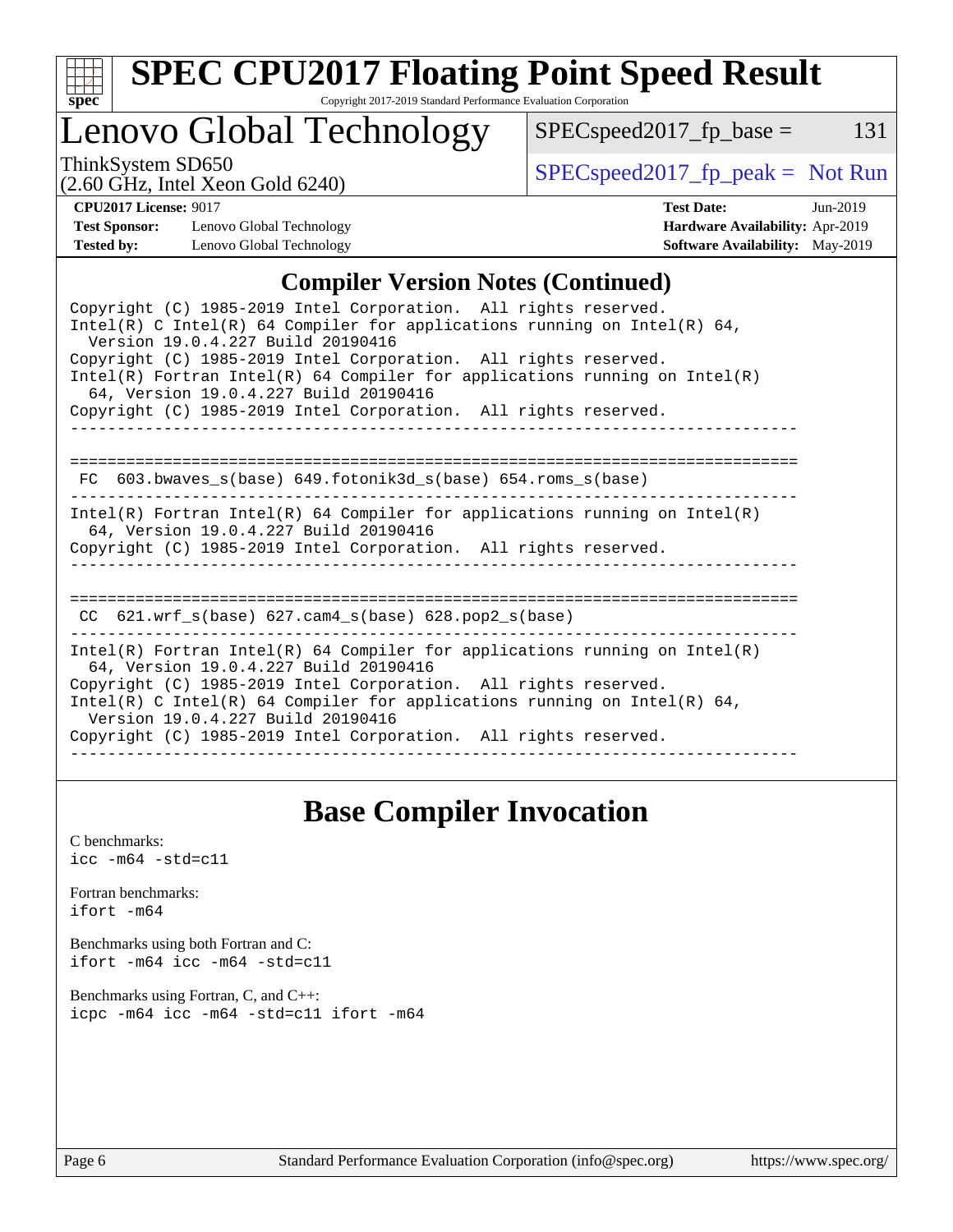# Lenovo Global Technology

ThinkSystem SD650
(2.60 GHz, Intel Xeon Gold 6240)

SPECspeed2017_fp_base = 131

SPECspeed2017_fp_peak = Not Run

**CPU2017 License:** 9017
**Test Sponsor:** Lenovo Global Technology
**Tested by:** Lenovo Global Technology

**Test Date:** Jun-2019
**Hardware Availability:** Apr-2019
**Software Availability:** May-2019

## Compiler Version Notes (Continued)

```
Copyright (C) 1985-2019 Intel Corporation.  All rights reserved.
Intel(R) C Intel(R) 64 Compiler for applications running on Intel(R) 64,
  Version 19.0.4.227 Build 20190416
Copyright (C) 1985-2019 Intel Corporation.  All rights reserved.
Intel(R) Fortran Intel(R) 64 Compiler for applications running on Intel(R)
  64, Version 19.0.4.227 Build 20190416
Copyright (C) 1985-2019 Intel Corporation.  All rights reserved.
------------------------------------------------------------------------------

==============================================================================
 FC  603.bwaves_s(base) 649.fotonik3d_s(base) 654.roms_s(base)
------------------------------------------------------------------------------
Intel(R) Fortran Intel(R) 64 Compiler for applications running on Intel(R)
  64, Version 19.0.4.227 Build 20190416
Copyright (C) 1985-2019 Intel Corporation.  All rights reserved.
------------------------------------------------------------------------------

==============================================================================
 CC  621.wrf_s(base) 627.cam4_s(base) 628.pop2_s(base)
------------------------------------------------------------------------------
Intel(R) Fortran Intel(R) 64 Compiler for applications running on Intel(R)
  64, Version 19.0.4.227 Build 20190416
Copyright (C) 1985-2019 Intel Corporation.  All rights reserved.
Intel(R) C Intel(R) 64 Compiler for applications running on Intel(R) 64,
  Version 19.0.4.227 Build 20190416
Copyright (C) 1985-2019 Intel Corporation.  All rights reserved.
------------------------------------------------------------------------------
```

## Base Compiler Invocation

C benchmarks:
`icc -m64 -std=c11`

Fortran benchmarks:
`ifort -m64`

Benchmarks using both Fortran and C:
`ifort -m64 icc -m64 -std=c11`

Benchmarks using Fortran, C, and C++:
`icpc -m64 icc -m64 -std=c11 ifort -m64`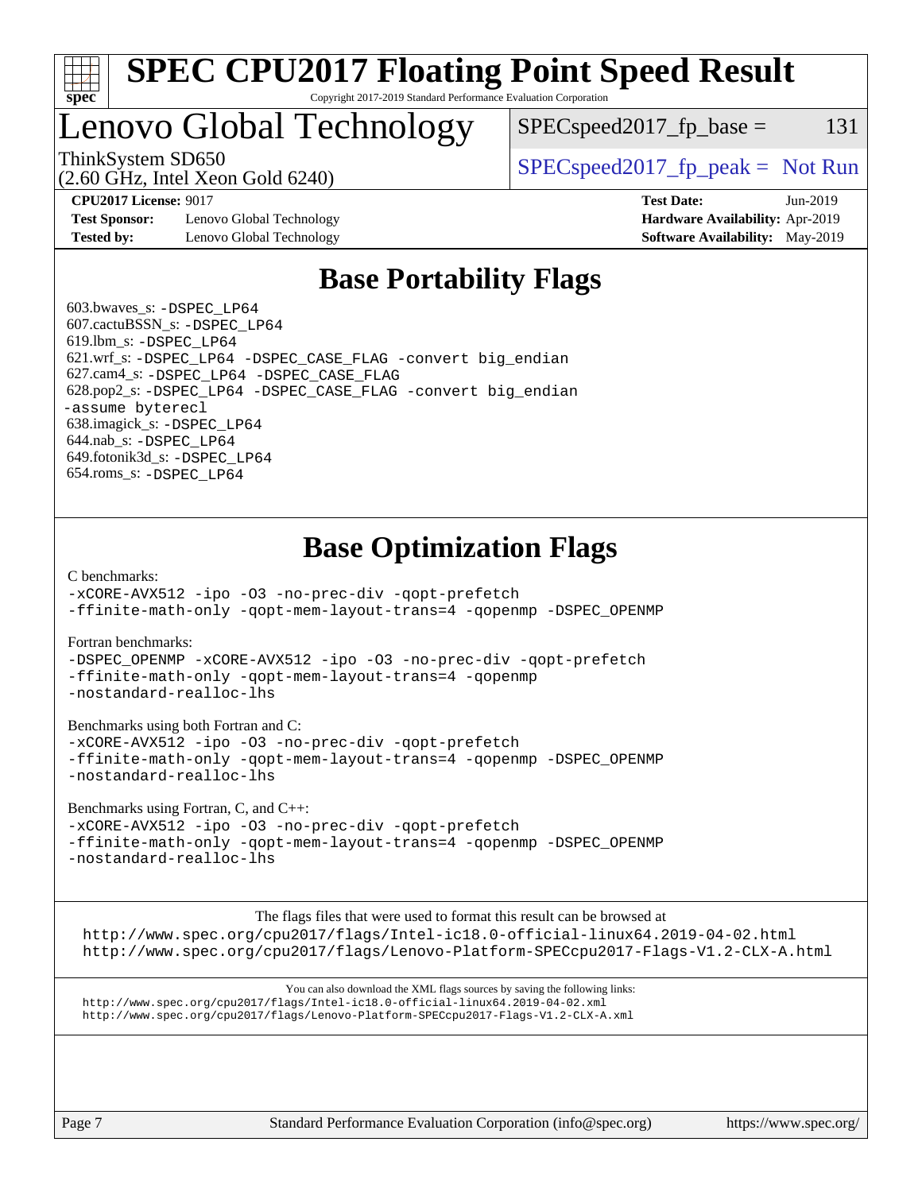# SPEC CPU2017 Floating Point Speed Result

Copyright 2017-2019 Standard Performance Evaluation Corporation

# Lenovo Global Technology

ThinkSystem SD650
(2.60 GHz, Intel Xeon Gold 6240)

SPECspeed2017_fp_base = 131

SPECspeed2017_fp_peak = Not Run

**CPU2017 License:** 9017
**Test Sponsor:** Lenovo Global Technology
**Tested by:** Lenovo Global Technology

**Test Date:** Jun-2019
**Hardware Availability:** Apr-2019
**Software Availability:** May-2019

## Base Portability Flags

603.bwaves_s: -DSPEC_LP64
607.cactuBSSN_s: -DSPEC_LP64
619.lbm_s: -DSPEC_LP64
621.wrf_s: -DSPEC_LP64 -DSPEC_CASE_FLAG -convert big_endian
627.cam4_s: -DSPEC_LP64 -DSPEC_CASE_FLAG
628.pop2_s: -DSPEC_LP64 -DSPEC_CASE_FLAG -convert big_endian -assume byterecl
638.imagick_s: -DSPEC_LP64
644.nab_s: -DSPEC_LP64
649.fotonik3d_s: -DSPEC_LP64
654.roms_s: -DSPEC_LP64

## Base Optimization Flags

C benchmarks:
-xCORE-AVX512 -ipo -O3 -no-prec-div -qopt-prefetch -ffinite-math-only -qopt-mem-layout-trans=4 -qopenmp -DSPEC_OPENMP

Fortran benchmarks:
-DSPEC_OPENMP -xCORE-AVX512 -ipo -O3 -no-prec-div -qopt-prefetch -ffinite-math-only -qopt-mem-layout-trans=4 -qopenmp -nostandard-realloc-lhs

Benchmarks using both Fortran and C:
-xCORE-AVX512 -ipo -O3 -no-prec-div -qopt-prefetch -ffinite-math-only -qopt-mem-layout-trans=4 -qopenmp -DSPEC_OPENMP -nostandard-realloc-lhs

Benchmarks using Fortran, C, and C++:
-xCORE-AVX512 -ipo -O3 -no-prec-div -qopt-prefetch -ffinite-math-only -qopt-mem-layout-trans=4 -qopenmp -DSPEC_OPENMP -nostandard-realloc-lhs

The flags files that were used to format this result can be browsed at
http://www.spec.org/cpu2017/flags/Intel-ic18.0-official-linux64.2019-04-02.html
http://www.spec.org/cpu2017/flags/Lenovo-Platform-SPECcpu2017-Flags-V1.2-CLX-A.html

You can also download the XML flags sources by saving the following links:
http://www.spec.org/cpu2017/flags/Intel-ic18.0-official-linux64.2019-04-02.xml
http://www.spec.org/cpu2017/flags/Lenovo-Platform-SPECcpu2017-Flags-V1.2-CLX-A.xml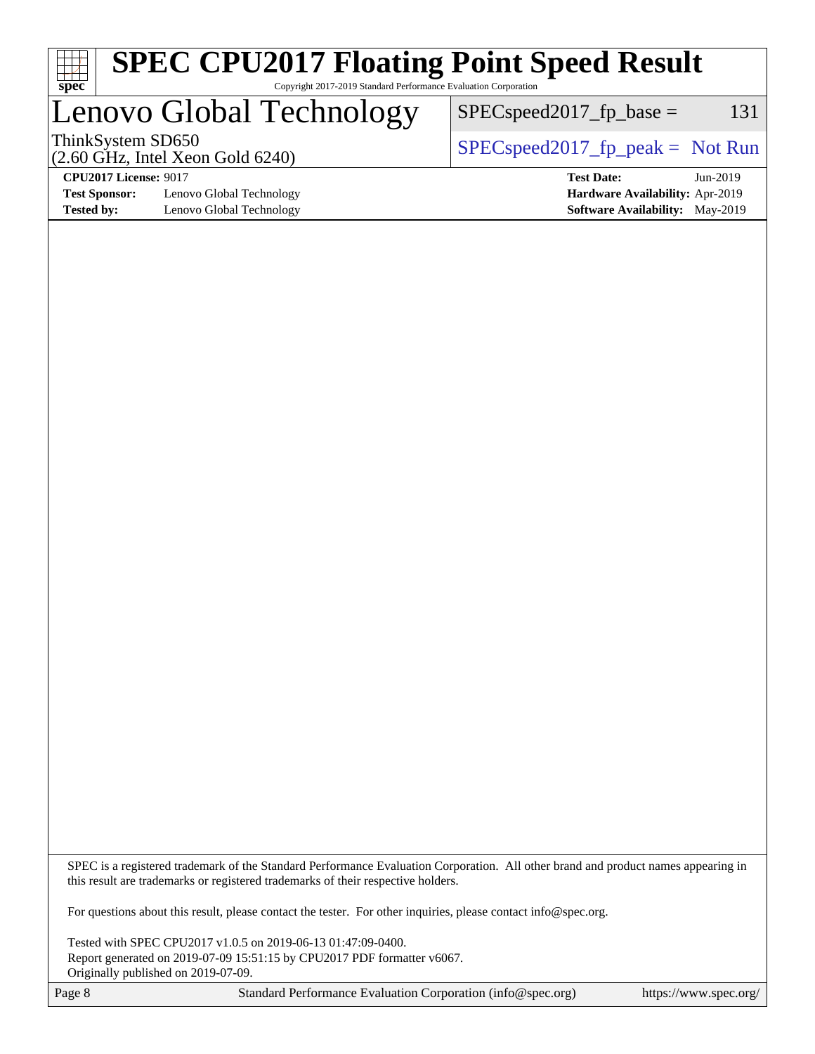SPEC is a registered trademark of the Standard Performance Evaluation Corporation. All other brand and product names appearing in this result are trademarks or registered trademarks of their respective holders.

For questions about this result, please contact the tester. For other inquiries, please contact info@spec.org.

Tested with SPEC CPU2017 v1.0.5 on 2019-06-13 01:47:09-0400.
Report generated on 2019-07-09 15:51:15 by CPU2017 PDF formatter v6067.
Originally published on 2019-07-09.